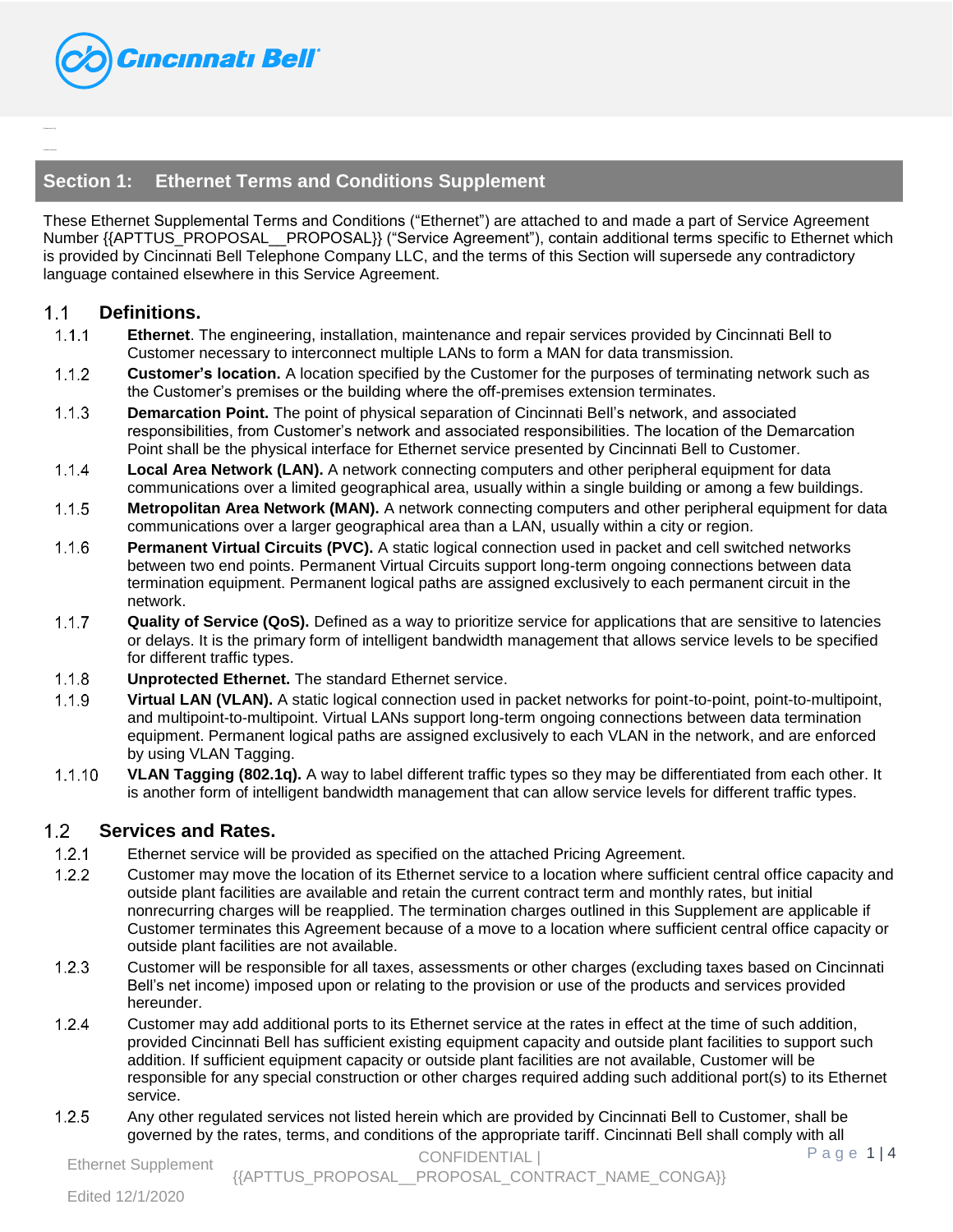## Section 1: Ethernet Terms and Conditions Supplement

These Ethernet Supplemental Terms and Conditions ("Ethernet") are attached to and made a part of Service Agreement Number {{APTTUS_PROPOSAL__PROPOSAL}} ("Service Agreement"), contain additional terms specific to Ethernet which is provided by Cincinnati Bell Telephone Company LLC, and the terms of this Section will supersede any contradictory language contained elsewhere in this Service Agreement.

### 1.1 Definitions.

1.1.1 **Ethernet**. The engineering, installation, maintenance and repair services provided by Cincinnati Bell to Customer necessary to interconnect multiple LANs to form a MAN for data transmission.

1.1.2 **Customer's location.** A location specified by the Customer for the purposes of terminating network such as the Customer's premises or the building where the off-premises extension terminates.

1.1.3 **Demarcation Point.** The point of physical separation of Cincinnati Bell's network, and associated responsibilities, from Customer's network and associated responsibilities. The location of the Demarcation Point shall be the physical interface for Ethernet service presented by Cincinnati Bell to Customer.

1.1.4 **Local Area Network (LAN).** A network connecting computers and other peripheral equipment for data communications over a limited geographical area, usually within a single building or among a few buildings.

1.1.5 **Metropolitan Area Network (MAN).** A network connecting computers and other peripheral equipment for data communications over a larger geographical area than a LAN, usually within a city or region.

1.1.6 **Permanent Virtual Circuits (PVC).** A static logical connection used in packet and cell switched networks between two end points. Permanent Virtual Circuits support long-term ongoing connections between data termination equipment. Permanent logical paths are assigned exclusively to each permanent circuit in the network.

1.1.7 **Quality of Service (QoS).** Defined as a way to prioritize service for applications that are sensitive to latencies or delays. It is the primary form of intelligent bandwidth management that allows service levels to be specified for different traffic types.

1.1.8 **Unprotected Ethernet.** The standard Ethernet service.

1.1.9 **Virtual LAN (VLAN).** A static logical connection used in packet networks for point-to-point, point-to-multipoint, and multipoint-to-multipoint. Virtual LANs support long-term ongoing connections between data termination equipment. Permanent logical paths are assigned exclusively to each VLAN in the network, and are enforced by using VLAN Tagging.

1.1.10 **VLAN Tagging (802.1q).** A way to label different traffic types so they may be differentiated from each other. It is another form of intelligent bandwidth management that can allow service levels for different traffic types.

### 1.2 Services and Rates.

1.2.1 Ethernet service will be provided as specified on the attached Pricing Agreement.

1.2.2 Customer may move the location of its Ethernet service to a location where sufficient central office capacity and outside plant facilities are available and retain the current contract term and monthly rates, but initial nonrecurring charges will be reapplied. The termination charges outlined in this Supplement are applicable if Customer terminates this Agreement because of a move to a location where sufficient central office capacity or outside plant facilities are not available.

1.2.3 Customer will be responsible for all taxes, assessments or other charges (excluding taxes based on Cincinnati Bell's net income) imposed upon or relating to the provision or use of the products and services provided hereunder.

1.2.4 Customer may add additional ports to its Ethernet service at the rates in effect at the time of such addition, provided Cincinnati Bell has sufficient existing equipment capacity and outside plant facilities to support such addition. If sufficient equipment capacity or outside plant facilities are not available, Customer will be responsible for any special construction or other charges required adding such additional port(s) to its Ethernet service.

1.2.5 Any other regulated services not listed herein which are provided by Cincinnati Bell to Customer, shall be governed by the rates, terms, and conditions of the appropriate tariff. Cincinnati Bell shall comply with all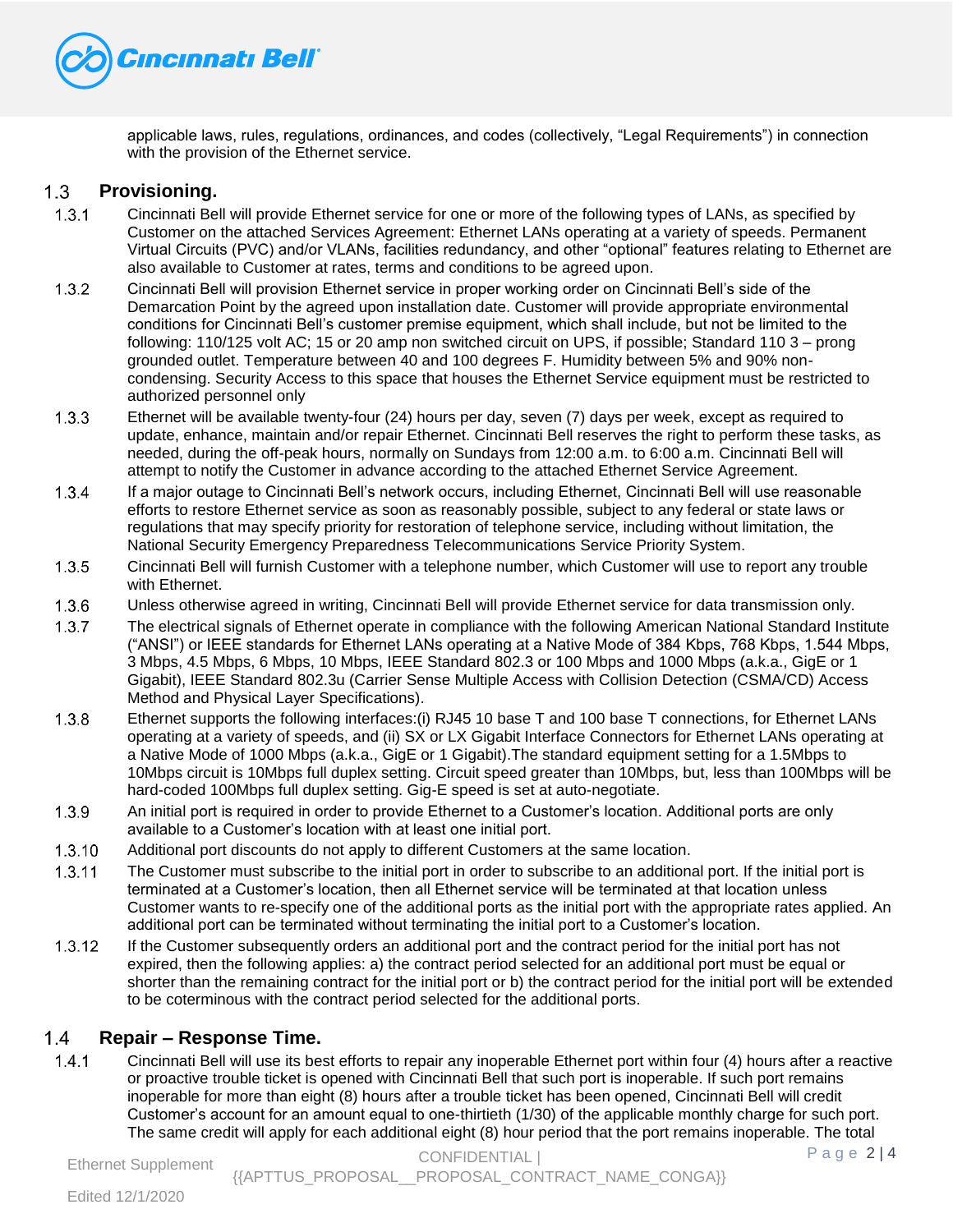applicable laws, rules, regulations, ordinances, and codes (collectively, "Legal Requirements") in connection with the provision of the Ethernet service.

## 1.3 Provisioning.

1.3.1 Cincinnati Bell will provide Ethernet service for one or more of the following types of LANs, as specified by Customer on the attached Services Agreement: Ethernet LANs operating at a variety of speeds. Permanent Virtual Circuits (PVC) and/or VLANs, facilities redundancy, and other "optional" features relating to Ethernet are also available to Customer at rates, terms and conditions to be agreed upon.

1.3.2 Cincinnati Bell will provision Ethernet service in proper working order on Cincinnati Bell's side of the Demarcation Point by the agreed upon installation date. Customer will provide appropriate environmental conditions for Cincinnati Bell's customer premise equipment, which shall include, but not be limited to the following: 110/125 volt AC; 15 or 20 amp non switched circuit on UPS, if possible; Standard 110 3 – prong grounded outlet. Temperature between 40 and 100 degrees F. Humidity between 5% and 90% non-condensing. Security Access to this space that houses the Ethernet Service equipment must be restricted to authorized personnel only

1.3.3 Ethernet will be available twenty-four (24) hours per day, seven (7) days per week, except as required to update, enhance, maintain and/or repair Ethernet. Cincinnati Bell reserves the right to perform these tasks, as needed, during the off-peak hours, normally on Sundays from 12:00 a.m. to 6:00 a.m. Cincinnati Bell will attempt to notify the Customer in advance according to the attached Ethernet Service Agreement.

1.3.4 If a major outage to Cincinnati Bell's network occurs, including Ethernet, Cincinnati Bell will use reasonable efforts to restore Ethernet service as soon as reasonably possible, subject to any federal or state laws or regulations that may specify priority for restoration of telephone service, including without limitation, the National Security Emergency Preparedness Telecommunications Service Priority System.

1.3.5 Cincinnati Bell will furnish Customer with a telephone number, which Customer will use to report any trouble with Ethernet.

1.3.6 Unless otherwise agreed in writing, Cincinnati Bell will provide Ethernet service for data transmission only.

1.3.7 The electrical signals of Ethernet operate in compliance with the following American National Standard Institute ("ANSI") or IEEE standards for Ethernet LANs operating at a Native Mode of 384 Kbps, 768 Kbps, 1.544 Mbps, 3 Mbps, 4.5 Mbps, 6 Mbps, 10 Mbps, IEEE Standard 802.3 or 100 Mbps and 1000 Mbps (a.k.a., GigE or 1 Gigabit), IEEE Standard 802.3u (Carrier Sense Multiple Access with Collision Detection (CSMA/CD) Access Method and Physical Layer Specifications).

1.3.8 Ethernet supports the following interfaces:(i) RJ45 10 base T and 100 base T connections, for Ethernet LANs operating at a variety of speeds, and (ii) SX or LX Gigabit Interface Connectors for Ethernet LANs operating at a Native Mode of 1000 Mbps (a.k.a., GigE or 1 Gigabit).The standard equipment setting for a 1.5Mbps to 10Mbps circuit is 10Mbps full duplex setting. Circuit speed greater than 10Mbps, but, less than 100Mbps will be hard-coded 100Mbps full duplex setting. Gig-E speed is set at auto-negotiate.

1.3.9 An initial port is required in order to provide Ethernet to a Customer's location. Additional ports are only available to a Customer's location with at least one initial port.

1.3.10 Additional port discounts do not apply to different Customers at the same location.

1.3.11 The Customer must subscribe to the initial port in order to subscribe to an additional port. If the initial port is terminated at a Customer's location, then all Ethernet service will be terminated at that location unless Customer wants to re-specify one of the additional ports as the initial port with the appropriate rates applied. An additional port can be terminated without terminating the initial port to a Customer's location.

1.3.12 If the Customer subsequently orders an additional port and the contract period for the initial port has not expired, then the following applies: a) the contract period selected for an additional port must be equal or shorter than the remaining contract for the initial port or b) the contract period for the initial port will be extended to be coterminous with the contract period selected for the additional ports.

## 1.4 Repair – Response Time.

1.4.1 Cincinnati Bell will use its best efforts to repair any inoperable Ethernet port within four (4) hours after a reactive or proactive trouble ticket is opened with Cincinnati Bell that such port is inoperable. If such port remains inoperable for more than eight (8) hours after a trouble ticket has been opened, Cincinnati Bell will credit Customer's account for an amount equal to one-thirtieth (1/30) of the applicable monthly charge for such port. The same credit will apply for each additional eight (8) hour period that the port remains inoperable. The total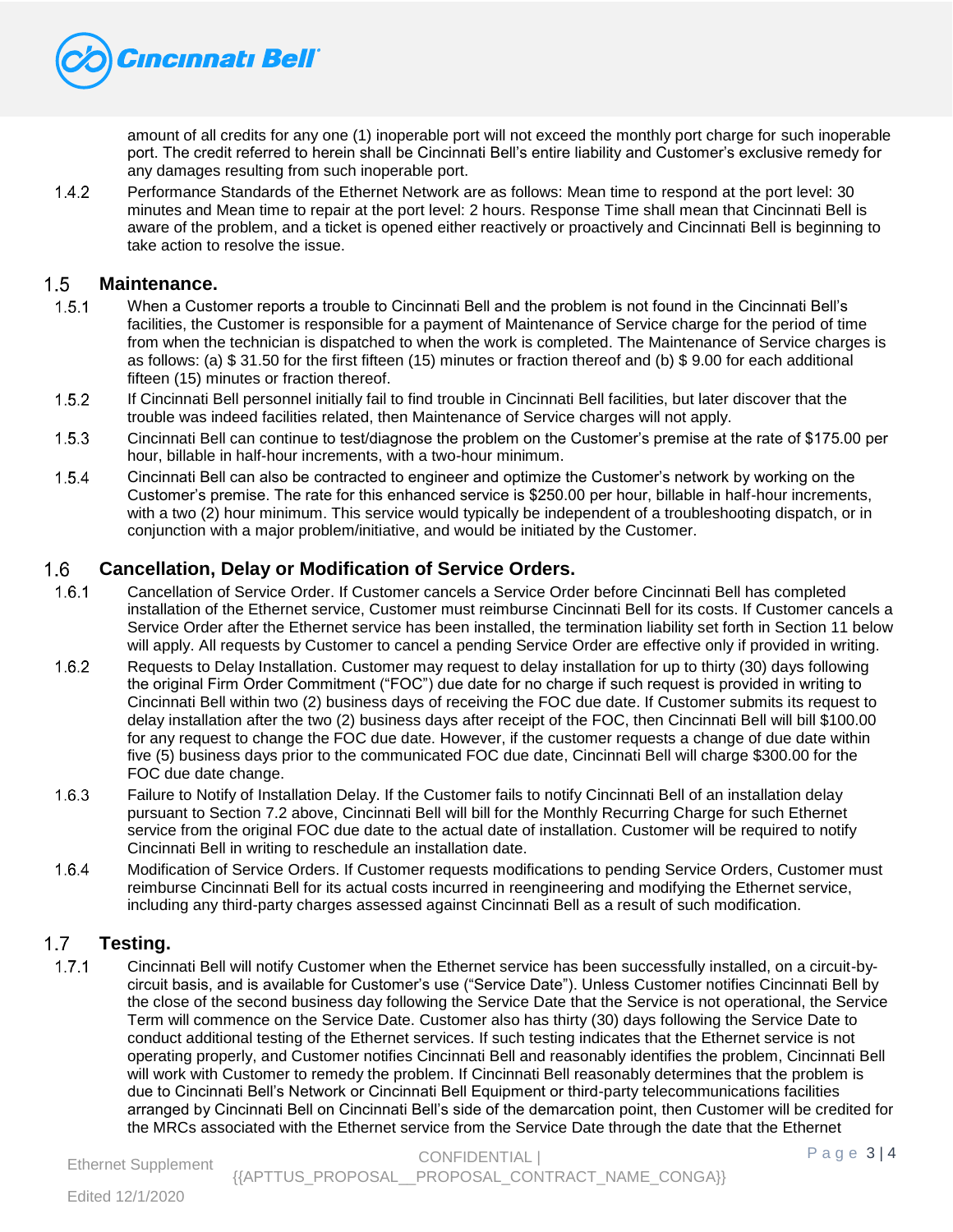amount of all credits for any one (1) inoperable port will not exceed the monthly port charge for such inoperable port. The credit referred to herein shall be Cincinnati Bell's entire liability and Customer's exclusive remedy for any damages resulting from such inoperable port.

1.4.2 Performance Standards of the Ethernet Network are as follows: Mean time to respond at the port level: 30 minutes and Mean time to repair at the port level: 2 hours. Response Time shall mean that Cincinnati Bell is aware of the problem, and a ticket is opened either reactively or proactively and Cincinnati Bell is beginning to take action to resolve the issue.

## 1.5 Maintenance.

1.5.1 When a Customer reports a trouble to Cincinnati Bell and the problem is not found in the Cincinnati Bell's facilities, the Customer is responsible for a payment of Maintenance of Service charge for the period of time from when the technician is dispatched to when the work is completed. The Maintenance of Service charges is as follows: (a) $ 31.50 for the first fifteen (15) minutes or fraction thereof and (b) $ 9.00 for each additional fifteen (15) minutes or fraction thereof.

1.5.2 If Cincinnati Bell personnel initially fail to find trouble in Cincinnati Bell facilities, but later discover that the trouble was indeed facilities related, then Maintenance of Service charges will not apply.

1.5.3 Cincinnati Bell can continue to test/diagnose the problem on the Customer's premise at the rate of $175.00 per hour, billable in half-hour increments, with a two-hour minimum.

1.5.4 Cincinnati Bell can also be contracted to engineer and optimize the Customer's network by working on the Customer's premise. The rate for this enhanced service is $250.00 per hour, billable in half-hour increments, with a two (2) hour minimum. This service would typically be independent of a troubleshooting dispatch, or in conjunction with a major problem/initiative, and would be initiated by the Customer.

## 1.6 Cancellation, Delay or Modification of Service Orders.

1.6.1 Cancellation of Service Order. If Customer cancels a Service Order before Cincinnati Bell has completed installation of the Ethernet service, Customer must reimburse Cincinnati Bell for its costs. If Customer cancels a Service Order after the Ethernet service has been installed, the termination liability set forth in Section 11 below will apply. All requests by Customer to cancel a pending Service Order are effective only if provided in writing.

1.6.2 Requests to Delay Installation. Customer may request to delay installation for up to thirty (30) days following the original Firm Order Commitment ("FOC") due date for no charge if such request is provided in writing to Cincinnati Bell within two (2) business days of receiving the FOC due date. If Customer submits its request to delay installation after the two (2) business days after receipt of the FOC, then Cincinnati Bell will bill $100.00 for any request to change the FOC due date. However, if the customer requests a change of due date within five (5) business days prior to the communicated FOC due date, Cincinnati Bell will charge $300.00 for the FOC due date change.

1.6.3 Failure to Notify of Installation Delay. If the Customer fails to notify Cincinnati Bell of an installation delay pursuant to Section 7.2 above, Cincinnati Bell will bill for the Monthly Recurring Charge for such Ethernet service from the original FOC due date to the actual date of installation. Customer will be required to notify Cincinnati Bell in writing to reschedule an installation date.

1.6.4 Modification of Service Orders. If Customer requests modifications to pending Service Orders, Customer must reimburse Cincinnati Bell for its actual costs incurred in reengineering and modifying the Ethernet service, including any third-party charges assessed against Cincinnati Bell as a result of such modification.

## 1.7 Testing.

1.7.1 Cincinnati Bell will notify Customer when the Ethernet service has been successfully installed, on a circuit-by-circuit basis, and is available for Customer's use ("Service Date"). Unless Customer notifies Cincinnati Bell by the close of the second business day following the Service Date that the Service is not operational, the Service Term will commence on the Service Date. Customer also has thirty (30) days following the Service Date to conduct additional testing of the Ethernet services. If such testing indicates that the Ethernet service is not operating properly, and Customer notifies Cincinnati Bell and reasonably identifies the problem, Cincinnati Bell will work with Customer to remedy the problem. If Cincinnati Bell reasonably determines that the problem is due to Cincinnati Bell's Network or Cincinnati Bell Equipment or third-party telecommunications facilities arranged by Cincinnati Bell on Cincinnati Bell's side of the demarcation point, then Customer will be credited for the MRCs associated with the Ethernet service from the Service Date through the date that the Ethernet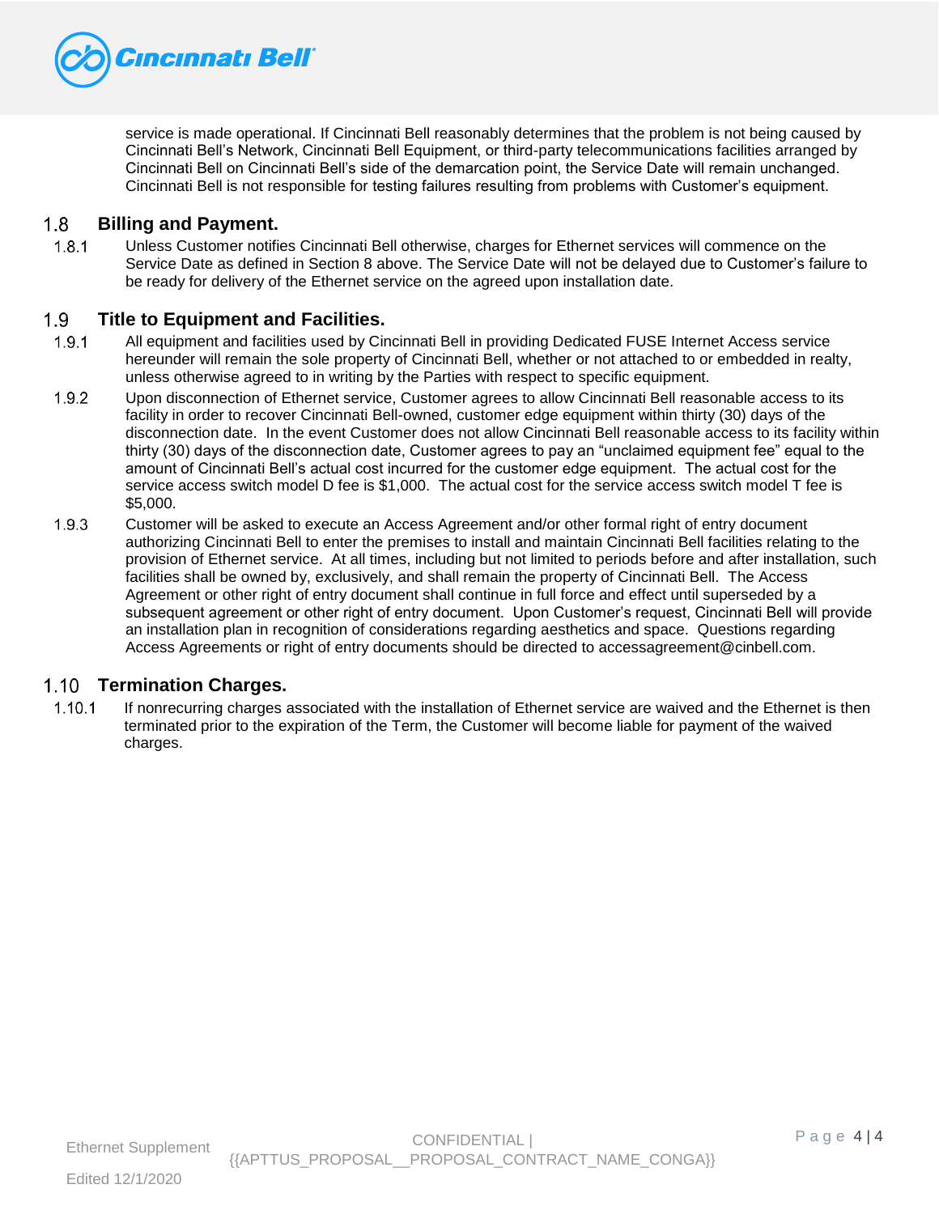service is made operational. If Cincinnati Bell reasonably determines that the problem is not being caused by Cincinnati Bell's Network, Cincinnati Bell Equipment, or third-party telecommunications facilities arranged by Cincinnati Bell on Cincinnati Bell's side of the demarcation point, the Service Date will remain unchanged. Cincinnati Bell is not responsible for testing failures resulting from problems with Customer's equipment.

## 1.8 Billing and Payment.

1.8.1 Unless Customer notifies Cincinnati Bell otherwise, charges for Ethernet services will commence on the Service Date as defined in Section 8 above. The Service Date will not be delayed due to Customer's failure to be ready for delivery of the Ethernet service on the agreed upon installation date.

## 1.9 Title to Equipment and Facilities.

1.9.1 All equipment and facilities used by Cincinnati Bell in providing Dedicated FUSE Internet Access service hereunder will remain the sole property of Cincinnati Bell, whether or not attached to or embedded in realty, unless otherwise agreed to in writing by the Parties with respect to specific equipment.

1.9.2 Upon disconnection of Ethernet service, Customer agrees to allow Cincinnati Bell reasonable access to its facility in order to recover Cincinnati Bell-owned, customer edge equipment within thirty (30) days of the disconnection date. In the event Customer does not allow Cincinnati Bell reasonable access to its facility within thirty (30) days of the disconnection date, Customer agrees to pay an "unclaimed equipment fee" equal to the amount of Cincinnati Bell's actual cost incurred for the customer edge equipment. The actual cost for the service access switch model D fee is $1,000. The actual cost for the service access switch model T fee is $5,000.

1.9.3 Customer will be asked to execute an Access Agreement and/or other formal right of entry document authorizing Cincinnati Bell to enter the premises to install and maintain Cincinnati Bell facilities relating to the provision of Ethernet service. At all times, including but not limited to periods before and after installation, such facilities shall be owned by, exclusively, and shall remain the property of Cincinnati Bell. The Access Agreement or other right of entry document shall continue in full force and effect until superseded by a subsequent agreement or other right of entry document. Upon Customer's request, Cincinnati Bell will provide an installation plan in recognition of considerations regarding aesthetics and space. Questions regarding Access Agreements or right of entry documents should be directed to accessagreement@cinbell.com.

## 1.10 Termination Charges.

1.10.1 If nonrecurring charges associated with the installation of Ethernet service are waived and the Ethernet is then terminated prior to the expiration of the Term, the Customer will become liable for payment of the waived charges.